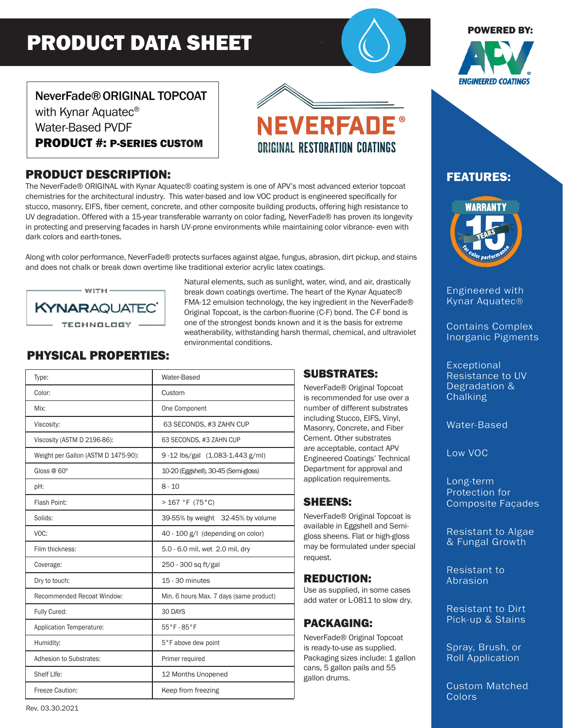# PRODUCT DATA SHEET

POWERED BY: APV ENGINEERED COATINGS

**NeverFade® ORIGINAL TOPCOAT**
with Kynar Aquatec®
Water-Based PVDF
**PRODUCT #: P-SERIES CUSTOM**

NEVERFADE®
ORIGINAL RESTORATION COATINGS

## PRODUCT DESCRIPTION:

The NeverFade® ORIGINAL with Kynar Aquatec® coating system is one of APV's most advanced exterior topcoat chemistries for the architectural industry. This water-based and low VOC product is engineered specifically for stucco, masonry, EIFS, fiber cement, concrete, and other composite building products, offering high resistance to UV degradation. Offered with a 15-year transferable warranty on color fading, NeverFade® has proven its longevity in protecting and preserving facades in harsh UV-prone environments while maintaining color vibrance- even with dark colors and earth-tones.

Along with color performance, NeverFade® protects surfaces against algae, fungus, abrasion, dirt pickup, and stains and does not chalk or break down overtime like traditional exterior acrylic latex coatings.

WITH KYNARAQUATEC® TECHNOLOGY

Natural elements, such as sunlight, water, wind, and air, drastically break down coatings overtime. The heart of the Kynar Aquatec® FMA-12 emulsion technology, the key ingredient in the NeverFade® Original Topcoat, is the carbon-fluorine (C-F) bond. The C-F bond is one of the strongest bonds known and it is the basis for extreme weatherability, withstanding harsh thermal, chemical, and ultraviolet environmental conditions.

## PHYSICAL PROPERTIES:

| Property | Value |
|---|---|
| Type: | Water-Based |
| Color: | Custom |
| Mix: | One Component |
| Viscosity: | 63 SECONDS, #3 ZAHN CUP |
| Viscosity (ASTM D 2196-86): | 63 SECONDS, #3 ZAHN CUP |
| Weight per Gallon (ASTM D 1475-90): | 9 -12 lbs/gal (1.083-1.443 g/ml) |
| Gloss @ 60º | 10-20 (Eggshell), 30-45 (Semi-gloss) |
| pH: | 8 - 10 |
| Flash Point: | > 167 °F (75°C) |
| Solids: | 39-55% by weight 32-45% by volume |
| VOC: | 40 - 100 g/l (depending on color) |
| Film thickness: | 5.0 - 6.0 mil, wet 2.0 mil, dry |
| Coverage: | 250 - 300 sq ft/gal |
| Dry to touch: | 15 - 30 minutes |
| Recommended Recoat Window: | Min. 6 hours Max. 7 days (same product) |
| Fully Cured: | 30 DAYS |
| Application Temperature: | 55°F - 85°F |
| Humidity: | 5°F above dew point |
| Adhesion to Substrates: | Primer required |
| Shelf LIfe: | 12 Months Unopened |
| Freeze Caution: | Keep from freezing |

## SUBSTRATES:

NeverFade® Original Topcoat is recommended for use over a number of different substrates including Stucco, EIFS, Vinyl, Masonry, Concrete, and Fiber Cement. Other substrates are acceptable, contact APV Engineered Coatings' Technical Department for approval and application requirements.

## SHEENS:

NeverFade® Original Topcoat is available in Eggshell and Semi-gloss sheens. Flat or high-gloss may be formulated under special request.

## REDUCTION:

Use as supplied, in some cases add water or L-0811 to slow dry.

## PACKAGING:

NeverFade® Original Topcoat is ready-to-use as supplied. Packaging sizes include: 1 gallon cans, 5 gallon pails and 55 gallon drums.

## FEATURES:

WARRANTY 15 YEARS for color performance

- Engineered with Kynar Aquatec®
- Contains Complex Inorganic Pigments
- Exceptional Resistance to UV Degradation & Chalking
- Water-Based
- Low VOC
- Long-term Protection for Composite Façades
- Resistant to Algae & Fungal Growth
- Resistant to Abrasion
- Resistant to Dirt Pick-up & Stains
- Spray, Brush, or Roll Application
- Custom Matched Colors

Rev. 03.30.2021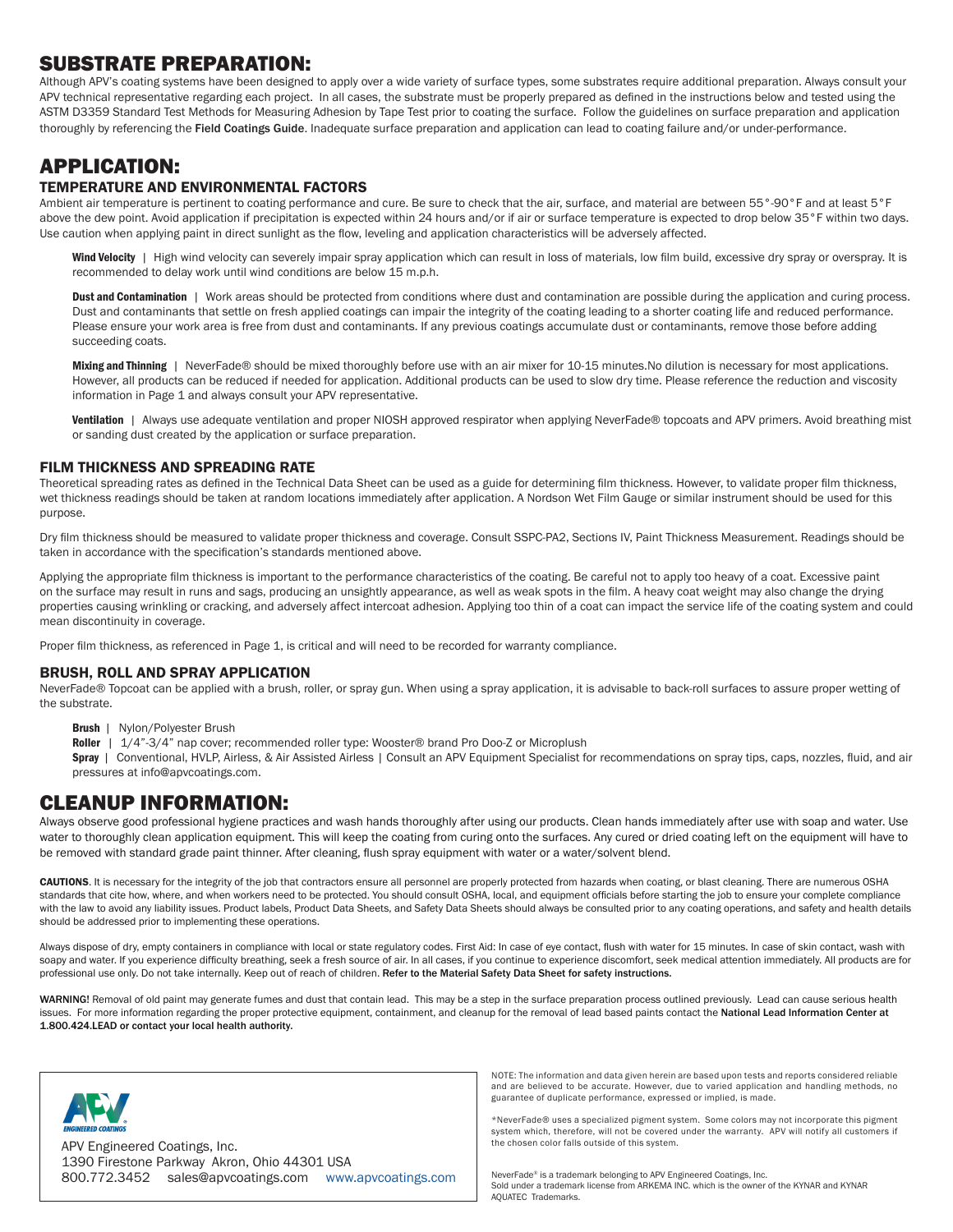## SUBSTRATE PREPARATION:

Although APV's coating systems have been designed to apply over a wide variety of surface types, some substrates require additional preparation. Always consult your APV technical representative regarding each project. In all cases, the substrate must be properly prepared as defined in the instructions below and tested using the ASTM D3359 Standard Test Methods for Measuring Adhesion by Tape Test prior to coating the surface. Follow the guidelines on surface preparation and application thoroughly by referencing the **Field Coatings Guide**. Inadequate surface preparation and application can lead to coating failure and/or under-performance.

## APPLICATION:

### TEMPERATURE AND ENVIRONMENTAL FACTORS

Ambient air temperature is pertinent to coating performance and cure. Be sure to check that the air, surface, and material are between 55°-90°F and at least 5°F above the dew point. Avoid application if precipitation is expected within 24 hours and/or if air or surface temperature is expected to drop below 35°F within two days. Use caution when applying paint in direct sunlight as the flow, leveling and application characteristics will be adversely affected.

**Wind Velocity** | High wind velocity can severely impair spray application which can result in loss of materials, low film build, excessive dry spray or overspray. It is recommended to delay work until wind conditions are below 15 m.p.h.

**Dust and Contamination** | Work areas should be protected from conditions where dust and contamination are possible during the application and curing process. Dust and contaminants that settle on fresh applied coatings can impair the integrity of the coating leading to a shorter coating life and reduced performance. Please ensure your work area is free from dust and contaminants. If any previous coatings accumulate dust or contaminants, remove those before adding succeeding coats.

**Mixing and Thinning** | NeverFade® should be mixed thoroughly before use with an air mixer for 10-15 minutes.No dilution is necessary for most applications. However, all products can be reduced if needed for application. Additional products can be used to slow dry time. Please reference the reduction and viscosity information in Page 1 and always consult your APV representative.

**Ventilation** | Always use adequate ventilation and proper NIOSH approved respirator when applying NeverFade® topcoats and APV primers. Avoid breathing mist or sanding dust created by the application or surface preparation.

### FILM THICKNESS AND SPREADING RATE

Theoretical spreading rates as defined in the Technical Data Sheet can be used as a guide for determining film thickness. However, to validate proper film thickness, wet thickness readings should be taken at random locations immediately after application. A Nordson Wet Film Gauge or similar instrument should be used for this purpose.

Dry film thickness should be measured to validate proper thickness and coverage. Consult SSPC-PA2, Sections IV, Paint Thickness Measurement. Readings should be taken in accordance with the specification's standards mentioned above.

Applying the appropriate film thickness is important to the performance characteristics of the coating. Be careful not to apply too heavy of a coat. Excessive paint on the surface may result in runs and sags, producing an unsightly appearance, as well as weak spots in the film. A heavy coat weight may also change the drying properties causing wrinkling or cracking, and adversely affect intercoat adhesion. Applying too thin of a coat can impact the service life of the coating system and could mean discontinuity in coverage.

Proper film thickness, as referenced in Page 1, is critical and will need to be recorded for warranty compliance.

### BRUSH, ROLL AND SPRAY APPLICATION

NeverFade® Topcoat can be applied with a brush, roller, or spray gun. When using a spray application, it is advisable to back-roll surfaces to assure proper wetting of the substrate.

**Brush** | Nylon/Polyester Brush
**Roller** | 1/4"-3/4" nap cover; recommended roller type: Wooster® brand Pro Doo-Z or Microplush
**Spray** | Conventional, HVLP, Airless, & Air Assisted Airless | Consult an APV Equipment Specialist for recommendations on spray tips, caps, nozzles, fluid, and air pressures at info@apvcoatings.com.

## CLEANUP INFORMATION:

Always observe good professional hygiene practices and wash hands thoroughly after using our products. Clean hands immediately after use with soap and water. Use water to thoroughly clean application equipment. This will keep the coating from curing onto the surfaces. Any cured or dried coating left on the equipment will have to be removed with standard grade paint thinner. After cleaning, flush spray equipment with water or a water/solvent blend.

**CAUTIONS**. It is necessary for the integrity of the job that contractors ensure all personnel are properly protected from hazards when coating, or blast cleaning. There are numerous OSHA standards that cite how, where, and when workers need to be protected. You should consult OSHA, local, and equipment officials before starting the job to ensure your complete compliance with the law to avoid any liability issues. Product labels, Product Data Sheets, and Safety Data Sheets should always be consulted prior to any coating operations, and safety and health details should be addressed prior to implementing these operations.

Always dispose of dry, empty containers in compliance with local or state regulatory codes. First Aid: In case of eye contact, flush with water for 15 minutes. In case of skin contact, wash with soapy and water. If you experience difficulty breathing, seek a fresh source of air. In all cases, if you continue to experience discomfort, seek medical attention immediately. All products are for professional use only. Do not take internally. Keep out of reach of children. **Refer to the Material Safety Data Sheet for safety instructions.**

**WARNING!** Removal of old paint may generate fumes and dust that contain lead. This may be a step in the surface preparation process outlined previously. Lead can cause serious health issues. For more information regarding the proper protective equipment, containment, and cleanup for the removal of lead based paints contact the **National Lead Information Center at 1.800.424.LEAD or contact your local health authority.**

APV Engineered Coatings, Inc.
1390 Firestone Parkway Akron, Ohio 44301 USA
800.772.3452 sales@apvcoatings.com www.apvcoatings.com

NOTE: The information and data given herein are based upon tests and reports considered reliable and are believed to be accurate. However, due to varied application and handling methods, no guarantee of duplicate performance, expressed or implied, is made.

*NeverFade® uses a specialized pigment system. Some colors may not incorporate this pigment system which, therefore, will not be covered under the warranty. APV will notify all customers if the chosen color falls outside of this system.

NeverFade® is a trademark belonging to APV Engineered Coatings, Inc.
Sold under a trademark license from ARKEMA INC. which is the owner of the KYNAR and KYNAR AQUATEC Trademarks.